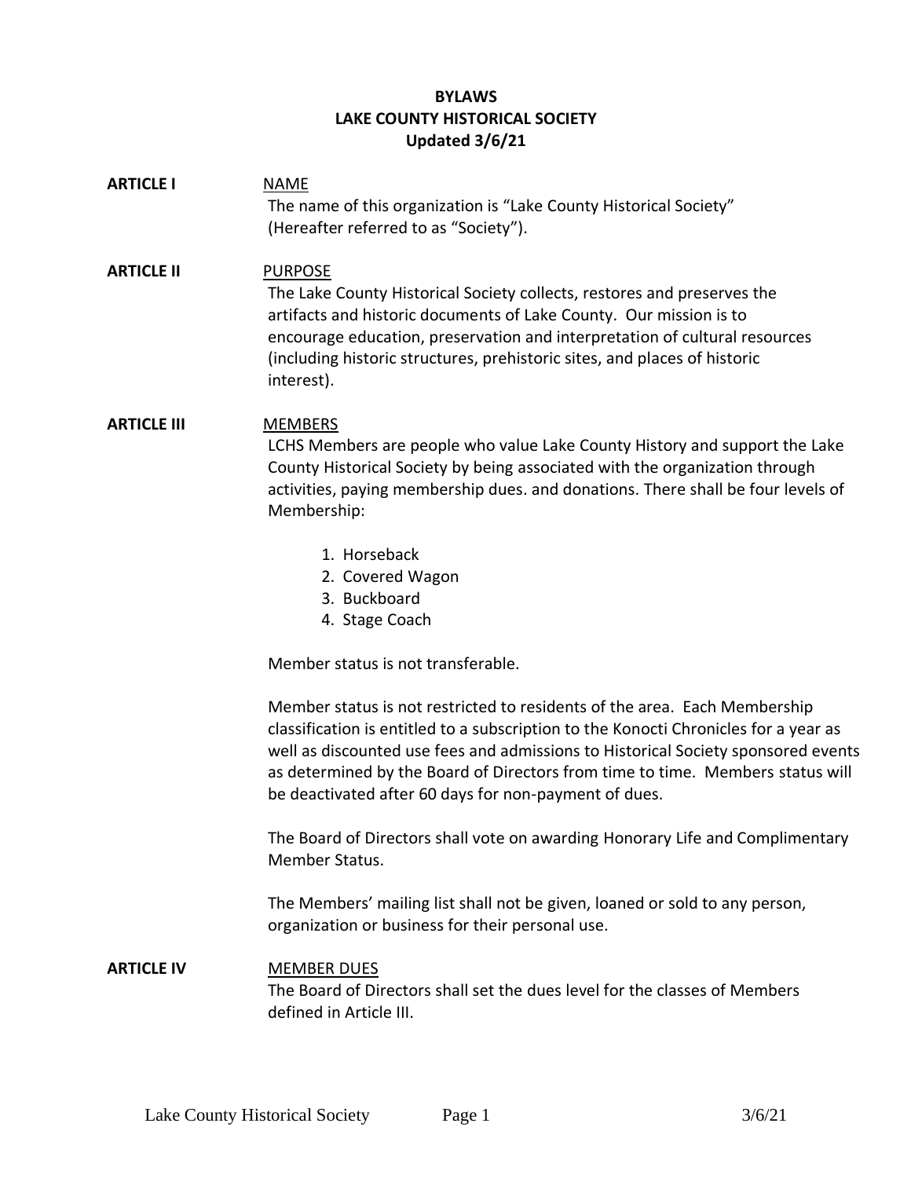# BYLAWS
# LAKE COUNTY HISTORICAL SOCIETY
**Updated 3/6/21**

**ARTICLE I** <u>NAME</u>

The name of this organization is "Lake County Historical Society" (Hereafter referred to as "Society").

**ARTICLE II** <u>PURPOSE</u>

The Lake County Historical Society collects, restores and preserves the artifacts and historic documents of Lake County. Our mission is to encourage education, preservation and interpretation of cultural resources (including historic structures, prehistoric sites, and places of historic interest).

**ARTICLE III** <u>MEMBERS</u>

LCHS Members are people who value Lake County History and support the Lake County Historical Society by being associated with the organization through activities, paying membership dues. and donations. There shall be four levels of Membership:

1. Horseback
2. Covered Wagon
3. Buckboard
4. Stage Coach

Member status is not transferable.

Member status is not restricted to residents of the area. Each Membership classification is entitled to a subscription to the Konocti Chronicles for a year as well as discounted use fees and admissions to Historical Society sponsored events as determined by the Board of Directors from time to time. Members status will be deactivated after 60 days for non-payment of dues.

The Board of Directors shall vote on awarding Honorary Life and Complimentary Member Status.

The Members' mailing list shall not be given, loaned or sold to any person, organization or business for their personal use.

**ARTICLE IV** <u>MEMBER DUES</u>

The Board of Directors shall set the dues level for the classes of Members defined in Article III.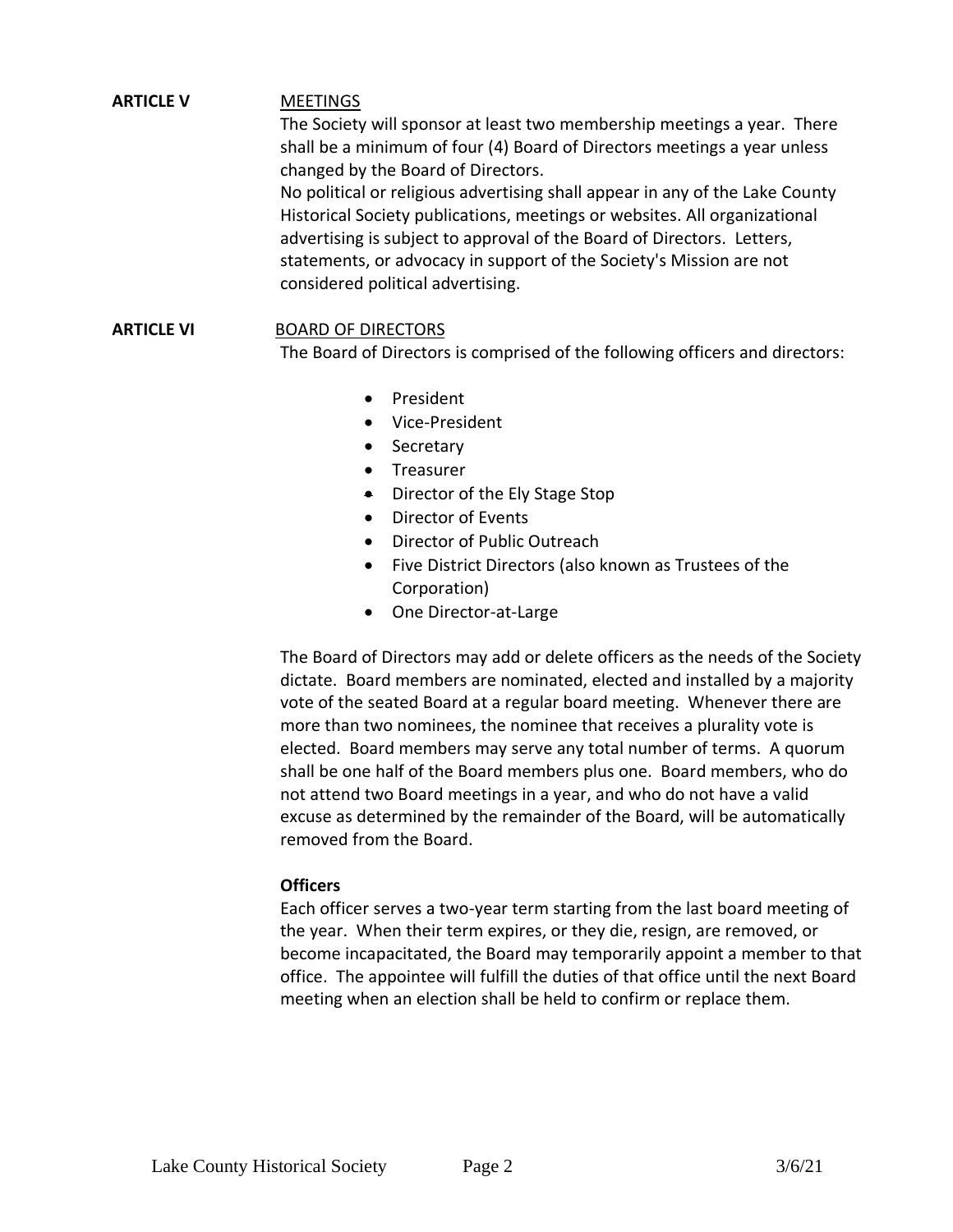## ARTICLE V — MEETINGS

The Society will sponsor at least two membership meetings a year. There shall be a minimum of four (4) Board of Directors meetings a year unless changed by the Board of Directors.

No political or religious advertising shall appear in any of the Lake County Historical Society publications, meetings or websites. All organizational advertising is subject to approval of the Board of Directors. Letters, statements, or advocacy in support of the Society's Mission are not considered political advertising.

## ARTICLE VI — BOARD OF DIRECTORS

The Board of Directors is comprised of the following officers and directors:

- President
- Vice-President
- Secretary
- Treasurer
- Director of the Ely Stage Stop
- Director of Events
- Director of Public Outreach
- Five District Directors (also known as Trustees of the Corporation)
- One Director-at-Large

The Board of Directors may add or delete officers as the needs of the Society dictate. Board members are nominated, elected and installed by a majority vote of the seated Board at a regular board meeting. Whenever there are more than two nominees, the nominee that receives a plurality vote is elected. Board members may serve any total number of terms. A quorum shall be one half of the Board members plus one. Board members, who do not attend two Board meetings in a year, and who do not have a valid excuse as determined by the remainder of the Board, will be automatically removed from the Board.

### Officers

Each officer serves a two-year term starting from the last board meeting of the year. When their term expires, or they die, resign, are removed, or become incapacitated, the Board may temporarily appoint a member to that office. The appointee will fulfill the duties of that office until the next Board meeting when an election shall be held to confirm or replace them.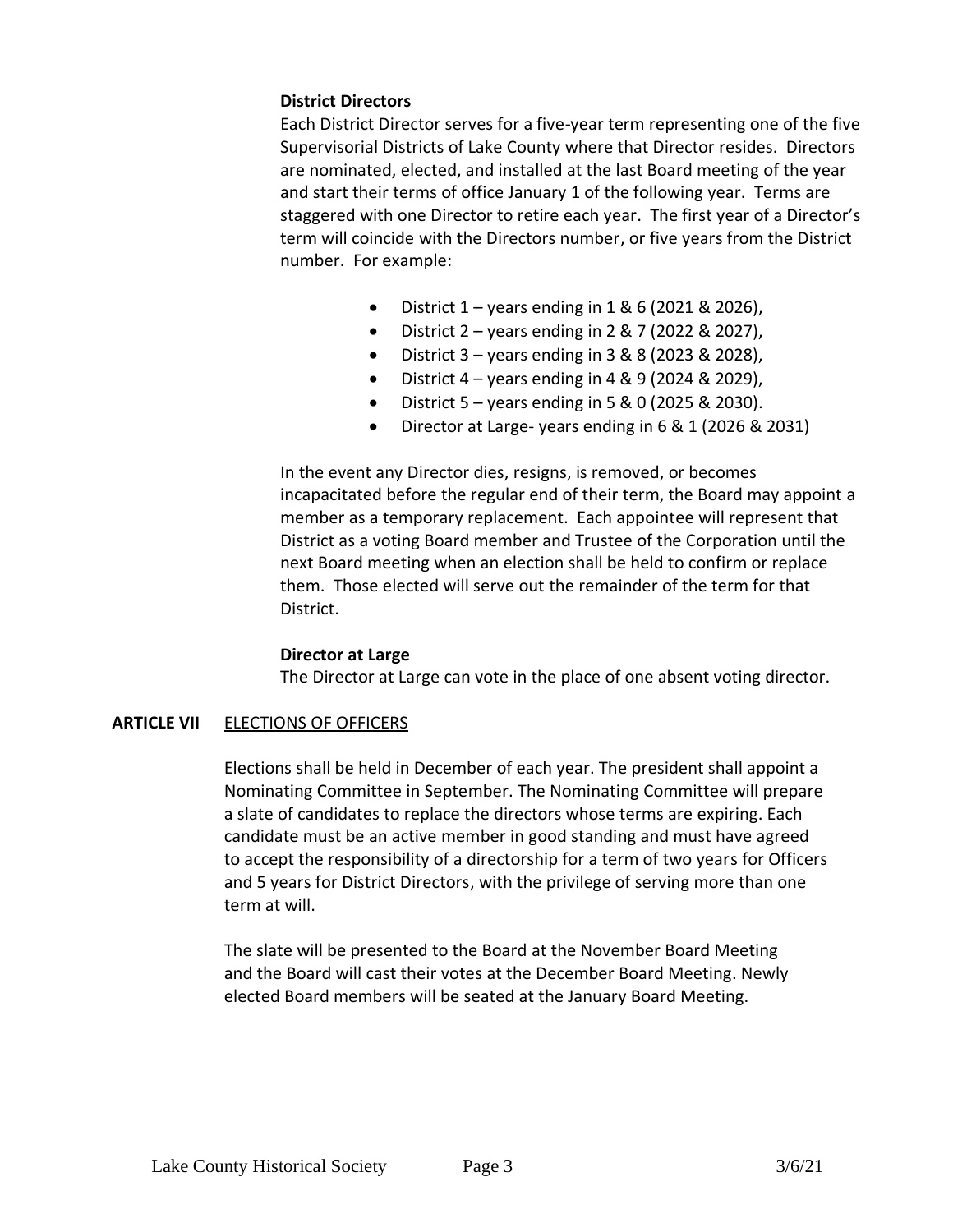**District Directors**

Each District Director serves for a five-year term representing one of the five Supervisorial Districts of Lake County where that Director resides. Directors are nominated, elected, and installed at the last Board meeting of the year and start their terms of office January 1 of the following year. Terms are staggered with one Director to retire each year. The first year of a Director's term will coincide with the Directors number, or five years from the District number. For example:

- District 1 – years ending in 1 & 6 (2021 & 2026),
- District 2 – years ending in 2 & 7 (2022 & 2027),
- District 3 – years ending in 3 & 8 (2023 & 2028),
- District 4 – years ending in 4 & 9 (2024 & 2029),
- District 5 – years ending in 5 & 0 (2025 & 2030).
- Director at Large- years ending in 6 & 1 (2026 & 2031)

In the event any Director dies, resigns, is removed, or becomes incapacitated before the regular end of their term, the Board may appoint a member as a temporary replacement. Each appointee will represent that District as a voting Board member and Trustee of the Corporation until the next Board meeting when an election shall be held to confirm or replace them. Those elected will serve out the remainder of the term for that District.

**Director at Large**

The Director at Large can vote in the place of one absent voting director.

## ARTICLE VII ELECTIONS OF OFFICERS

Elections shall be held in December of each year. The president shall appoint a Nominating Committee in September. The Nominating Committee will prepare a slate of candidates to replace the directors whose terms are expiring. Each candidate must be an active member in good standing and must have agreed to accept the responsibility of a directorship for a term of two years for Officers and 5 years for District Directors, with the privilege of serving more than one term at will.

The slate will be presented to the Board at the November Board Meeting and the Board will cast their votes at the December Board Meeting. Newly elected Board members will be seated at the January Board Meeting.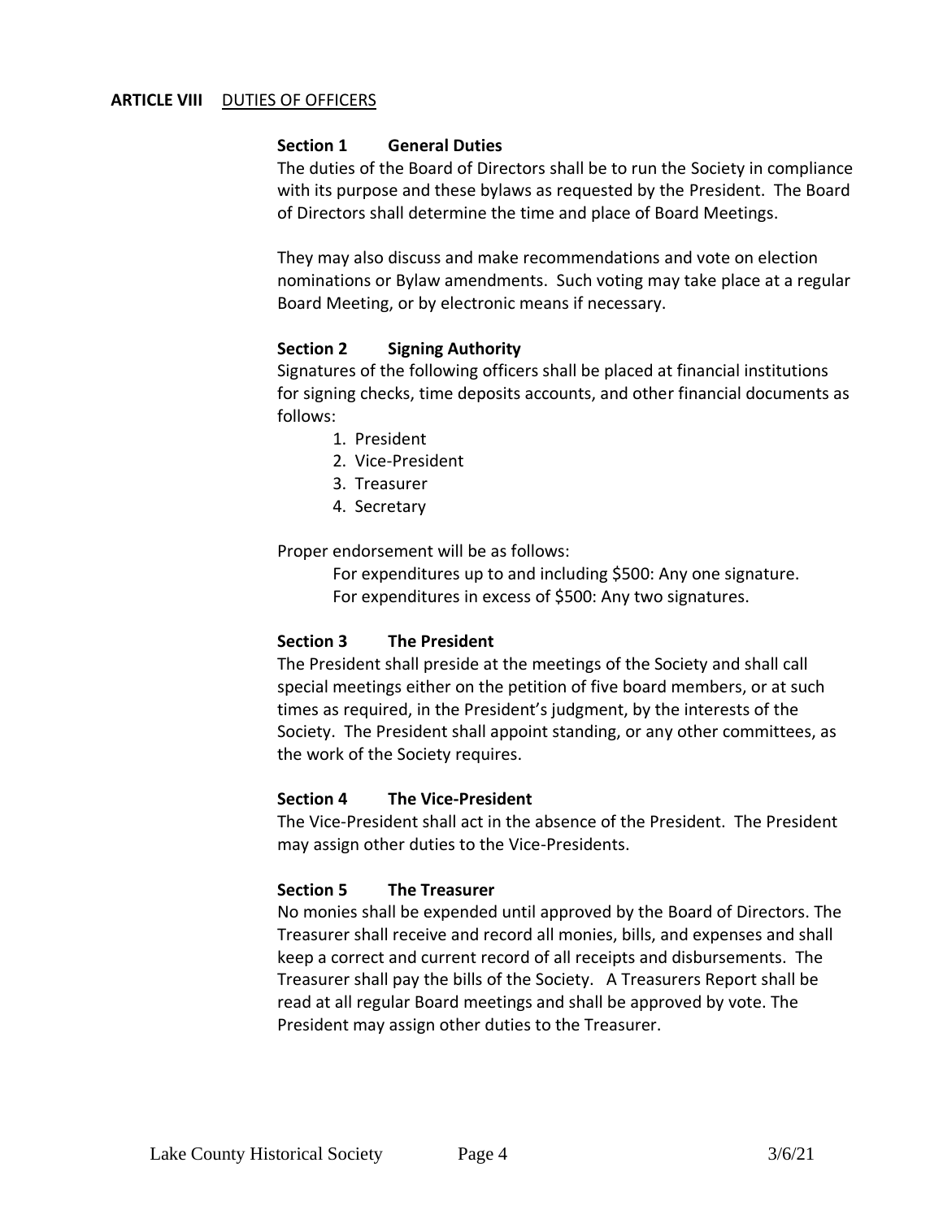## ARTICLE VIII DUTIES OF OFFICERS

### Section 1 General Duties

The duties of the Board of Directors shall be to run the Society in compliance with its purpose and these bylaws as requested by the President. The Board of Directors shall determine the time and place of Board Meetings.

They may also discuss and make recommendations and vote on election nominations or Bylaw amendments. Such voting may take place at a regular Board Meeting, or by electronic means if necessary.

### Section 2 Signing Authority

Signatures of the following officers shall be placed at financial institutions for signing checks, time deposits accounts, and other financial documents as follows:

1. President
2. Vice-President
3. Treasurer
4. Secretary

Proper endorsement will be as follows:

For expenditures up to and including $500: Any one signature.
For expenditures in excess of $500: Any two signatures.

### Section 3 The President

The President shall preside at the meetings of the Society and shall call special meetings either on the petition of five board members, or at such times as required, in the President's judgment, by the interests of the Society. The President shall appoint standing, or any other committees, as the work of the Society requires.

### Section 4 The Vice-President

The Vice-President shall act in the absence of the President. The President may assign other duties to the Vice-Presidents.

### Section 5 The Treasurer

No monies shall be expended until approved by the Board of Directors. The Treasurer shall receive and record all monies, bills, and expenses and shall keep a correct and current record of all receipts and disbursements. The Treasurer shall pay the bills of the Society. A Treasurers Report shall be read at all regular Board meetings and shall be approved by vote. The President may assign other duties to the Treasurer.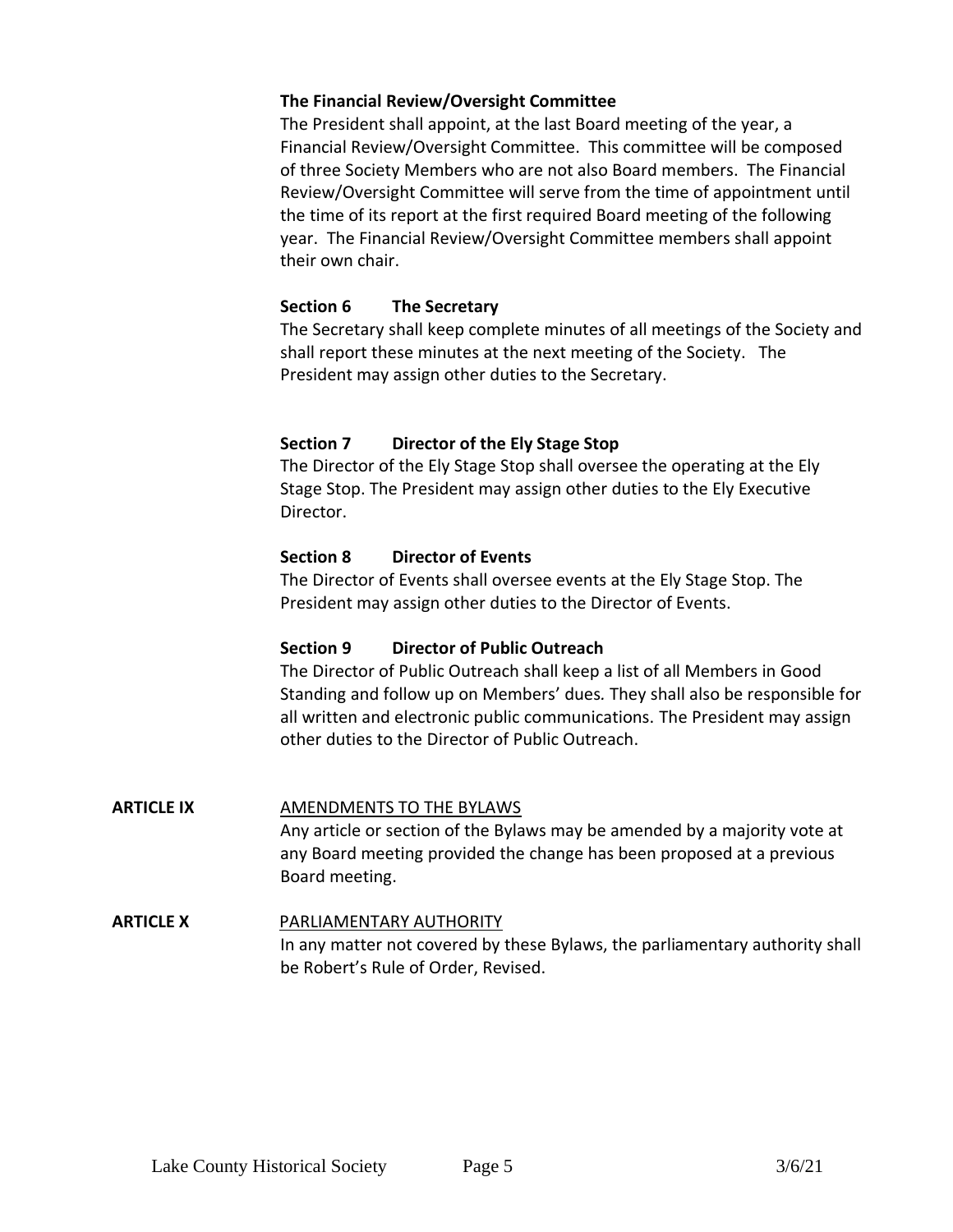**The Financial Review/Oversight Committee**

The President shall appoint, at the last Board meeting of the year, a Financial Review/Oversight Committee. This committee will be composed of three Society Members who are not also Board members. The Financial Review/Oversight Committee will serve from the time of appointment until the time of its report at the first required Board meeting of the following year. The Financial Review/Oversight Committee members shall appoint their own chair.

**Section 6 The Secretary**

The Secretary shall keep complete minutes of all meetings of the Society and shall report these minutes at the next meeting of the Society. The President may assign other duties to the Secretary.

**Section 7 Director of the Ely Stage Stop**

The Director of the Ely Stage Stop shall oversee the operating at the Ely Stage Stop. The President may assign other duties to the Ely Executive Director.

**Section 8 Director of Events**

The Director of Events shall oversee events at the Ely Stage Stop. The President may assign other duties to the Director of Events.

**Section 9 Director of Public Outreach**

The Director of Public Outreach shall keep a list of all Members in Good Standing and follow up on Members' dues. They shall also be responsible for all written and electronic public communications. The President may assign other duties to the Director of Public Outreach.

**ARTICLE IX** AMENDMENTS TO THE BYLAWS

Any article or section of the Bylaws may be amended by a majority vote at any Board meeting provided the change has been proposed at a previous Board meeting.

**ARTICLE X** PARLIAMENTARY AUTHORITY

In any matter not covered by these Bylaws, the parliamentary authority shall be Robert's Rule of Order, Revised.